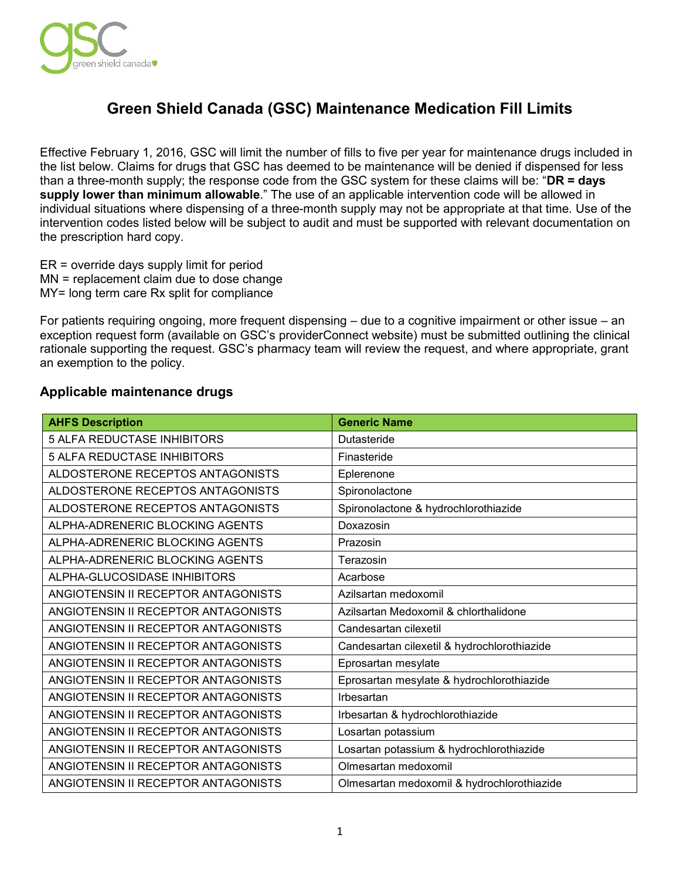# Green Shield Canada (GSC) Maintenance Medication Fill Limits

Effective February 1, 2016, GSC will limit the number of fills to five per year for maintenance drugs included in the list below. Claims for drugs that GSC has deemed to be maintenance will be denied if dispensed for less than a three-month supply; the response code from the GSC system for these claims will be: "**DR = days supply lower than minimum allowable**." The use of an applicable intervention code will be allowed in individual situations where dispensing of a three-month supply may not be appropriate at that time. Use of the intervention codes listed below will be subject to audit and must be supported with relevant documentation on the prescription hard copy.

ER = override days supply limit for period
MN = replacement claim due to dose change
MY= long term care Rx split for compliance

For patients requiring ongoing, more frequent dispensing – due to a cognitive impairment or other issue – an exception request form (available on GSC's providerConnect website) must be submitted outlining the clinical rationale supporting the request. GSC's pharmacy team will review the request, and where appropriate, grant an exemption to the policy.

## Applicable maintenance drugs

| AHFS Description | Generic Name |
|---|---|
| 5 ALFA REDUCTASE INHIBITORS | Dutasteride |
| 5 ALFA REDUCTASE INHIBITORS | Finasteride |
| ALDOSTERONE RECEPTOS ANTAGONISTS | Eplerenone |
| ALDOSTERONE RECEPTOS ANTAGONISTS | Spironolactone |
| ALDOSTERONE RECEPTOS ANTAGONISTS | Spironolactone & hydrochlorothiazide |
| ALPHA-ADRENERIC BLOCKING AGENTS | Doxazosin |
| ALPHA-ADRENERIC BLOCKING AGENTS | Prazosin |
| ALPHA-ADRENERIC BLOCKING AGENTS | Terazosin |
| ALPHA-GLUCOSIDASE INHIBITORS | Acarbose |
| ANGIOTENSIN II RECEPTOR ANTAGONISTS | Azilsartan medoxomil |
| ANGIOTENSIN II RECEPTOR ANTAGONISTS | Azilsartan Medoxomil & chlorthalidone |
| ANGIOTENSIN II RECEPTOR ANTAGONISTS | Candesartan cilexetil |
| ANGIOTENSIN II RECEPTOR ANTAGONISTS | Candesartan cilexetil & hydrochlorothiazide |
| ANGIOTENSIN II RECEPTOR ANTAGONISTS | Eprosartan mesylate |
| ANGIOTENSIN II RECEPTOR ANTAGONISTS | Eprosartan mesylate & hydrochlorothiazide |
| ANGIOTENSIN II RECEPTOR ANTAGONISTS | Irbesartan |
| ANGIOTENSIN II RECEPTOR ANTAGONISTS | Irbesartan & hydrochlorothiazide |
| ANGIOTENSIN II RECEPTOR ANTAGONISTS | Losartan potassium |
| ANGIOTENSIN II RECEPTOR ANTAGONISTS | Losartan potassium & hydrochlorothiazide |
| ANGIOTENSIN II RECEPTOR ANTAGONISTS | Olmesartan medoxomil |
| ANGIOTENSIN II RECEPTOR ANTAGONISTS | Olmesartan medoxomil & hydrochlorothiazide |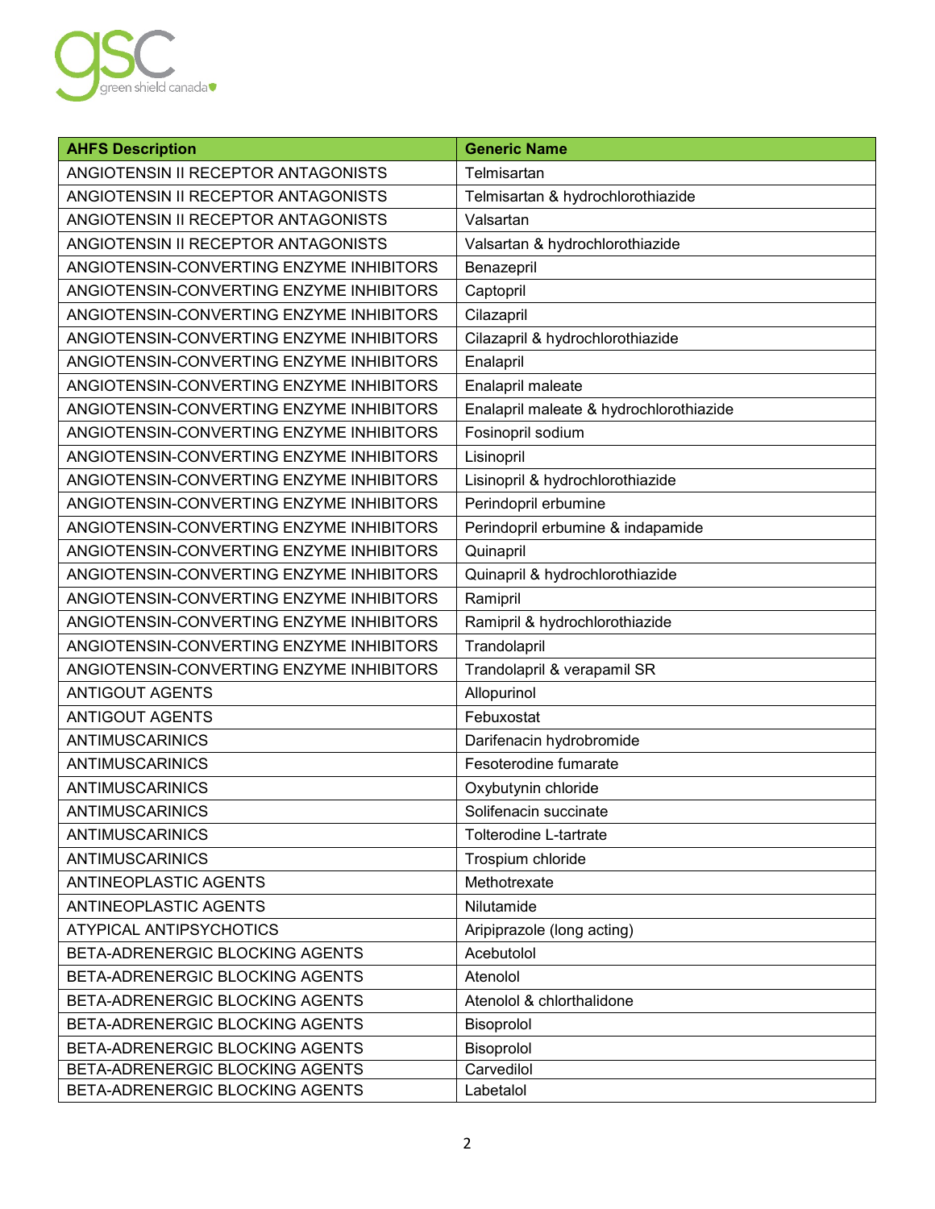| AHFS Description | Generic Name |
|---|---|
| ANGIOTENSIN II RECEPTOR ANTAGONISTS | Telmisartan |
| ANGIOTENSIN II RECEPTOR ANTAGONISTS | Telmisartan & hydrochlorothiazide |
| ANGIOTENSIN II RECEPTOR ANTAGONISTS | Valsartan |
| ANGIOTENSIN II RECEPTOR ANTAGONISTS | Valsartan & hydrochlorothiazide |
| ANGIOTENSIN-CONVERTING ENZYME INHIBITORS | Benazepril |
| ANGIOTENSIN-CONVERTING ENZYME INHIBITORS | Captopril |
| ANGIOTENSIN-CONVERTING ENZYME INHIBITORS | Cilazapril |
| ANGIOTENSIN-CONVERTING ENZYME INHIBITORS | Cilazapril & hydrochlorothiazide |
| ANGIOTENSIN-CONVERTING ENZYME INHIBITORS | Enalapril |
| ANGIOTENSIN-CONVERTING ENZYME INHIBITORS | Enalapril maleate |
| ANGIOTENSIN-CONVERTING ENZYME INHIBITORS | Enalapril maleate & hydrochlorothiazide |
| ANGIOTENSIN-CONVERTING ENZYME INHIBITORS | Fosinopril sodium |
| ANGIOTENSIN-CONVERTING ENZYME INHIBITORS | Lisinopril |
| ANGIOTENSIN-CONVERTING ENZYME INHIBITORS | Lisinopril & hydrochlorothiazide |
| ANGIOTENSIN-CONVERTING ENZYME INHIBITORS | Perindopril erbumine |
| ANGIOTENSIN-CONVERTING ENZYME INHIBITORS | Perindopril erbumine & indapamide |
| ANGIOTENSIN-CONVERTING ENZYME INHIBITORS | Quinapril |
| ANGIOTENSIN-CONVERTING ENZYME INHIBITORS | Quinapril & hydrochlorothiazide |
| ANGIOTENSIN-CONVERTING ENZYME INHIBITORS | Ramipril |
| ANGIOTENSIN-CONVERTING ENZYME INHIBITORS | Ramipril & hydrochlorothiazide |
| ANGIOTENSIN-CONVERTING ENZYME INHIBITORS | Trandolapril |
| ANGIOTENSIN-CONVERTING ENZYME INHIBITORS | Trandolapril & verapamil SR |
| ANTIGOUT AGENTS | Allopurinol |
| ANTIGOUT AGENTS | Febuxostat |
| ANTIMUSCARINICS | Darifenacin hydrobromide |
| ANTIMUSCARINICS | Fesoterodine fumarate |
| ANTIMUSCARINICS | Oxybutynin chloride |
| ANTIMUSCARINICS | Solifenacin succinate |
| ANTIMUSCARINICS | Tolterodine L-tartrate |
| ANTIMUSCARINICS | Trospium chloride |
| ANTINEOPLASTIC AGENTS | Methotrexate |
| ANTINEOPLASTIC AGENTS | Nilutamide |
| ATYPICAL ANTIPSYCHOTICS | Aripiprazole (long acting) |
| BETA-ADRENERGIC BLOCKING AGENTS | Acebutolol |
| BETA-ADRENERGIC BLOCKING AGENTS | Atenolol |
| BETA-ADRENERGIC BLOCKING AGENTS | Atenolol & chlorthalidone |
| BETA-ADRENERGIC BLOCKING AGENTS | Bisoprolol |
| BETA-ADRENERGIC BLOCKING AGENTS | Bisoprolol |
| BETA-ADRENERGIC BLOCKING AGENTS | Carvedilol |
| BETA-ADRENERGIC BLOCKING AGENTS | Labetalol |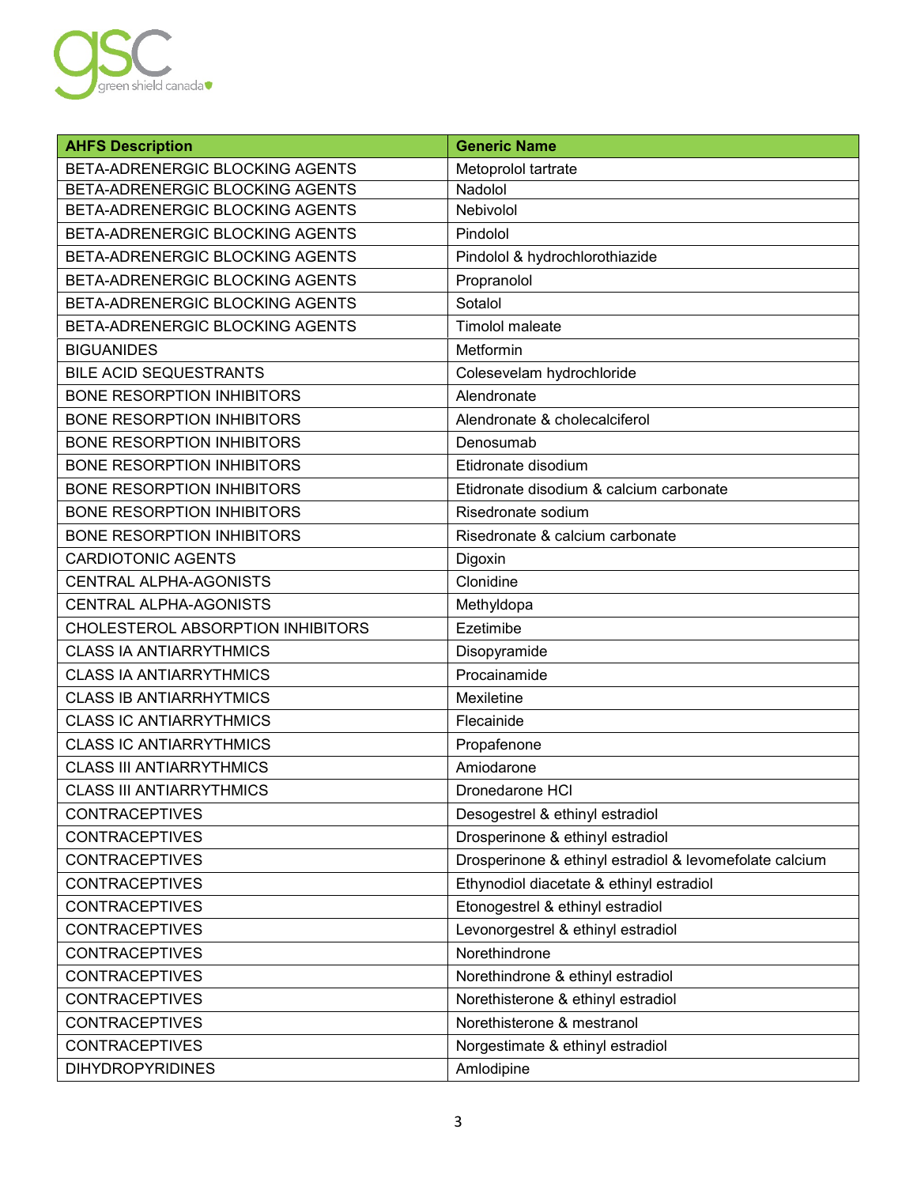| AHFS Description | Generic Name |
|---|---|
| BETA-ADRENERGIC BLOCKING AGENTS | Metoprolol tartrate |
| BETA-ADRENERGIC BLOCKING AGENTS | Nadolol |
| BETA-ADRENERGIC BLOCKING AGENTS | Nebivolol |
| BETA-ADRENERGIC BLOCKING AGENTS | Pindolol |
| BETA-ADRENERGIC BLOCKING AGENTS | Pindolol & hydrochlorothiazide |
| BETA-ADRENERGIC BLOCKING AGENTS | Propranolol |
| BETA-ADRENERGIC BLOCKING AGENTS | Sotalol |
| BETA-ADRENERGIC BLOCKING AGENTS | Timolol maleate |
| BIGUANIDES | Metformin |
| BILE ACID SEQUESTRANTS | Colesevelam hydrochloride |
| BONE RESORPTION INHIBITORS | Alendronate |
| BONE RESORPTION INHIBITORS | Alendronate & cholecalciferol |
| BONE RESORPTION INHIBITORS | Denosumab |
| BONE RESORPTION INHIBITORS | Etidronate disodium |
| BONE RESORPTION INHIBITORS | Etidronate disodium & calcium carbonate |
| BONE RESORPTION INHIBITORS | Risedronate sodium |
| BONE RESORPTION INHIBITORS | Risedronate & calcium carbonate |
| CARDIOTONIC AGENTS | Digoxin |
| CENTRAL ALPHA-AGONISTS | Clonidine |
| CENTRAL ALPHA-AGONISTS | Methyldopa |
| CHOLESTEROL ABSORPTION INHIBITORS | Ezetimibe |
| CLASS IA ANTIARRYTHMICS | Disopyramide |
| CLASS IA ANTIARRYTHMICS | Procainamide |
| CLASS IB ANTIARRHYTMICS | Mexiletine |
| CLASS IC ANTIARRYTHMICS | Flecainide |
| CLASS IC ANTIARRYTHMICS | Propafenone |
| CLASS III ANTIARRYTHMICS | Amiodarone |
| CLASS III ANTIARRYTHMICS | Dronedarone HCl |
| CONTRACEPTIVES | Desogestrel & ethinyl estradiol |
| CONTRACEPTIVES | Drosperinone & ethinyl estradiol |
| CONTRACEPTIVES | Drosperinone & ethinyl estradiol & levomefolate calcium |
| CONTRACEPTIVES | Ethynodiol diacetate & ethinyl estradiol |
| CONTRACEPTIVES | Etonogestrel & ethinyl estradiol |
| CONTRACEPTIVES | Levonorgestrel & ethinyl estradiol |
| CONTRACEPTIVES | Norethindrone |
| CONTRACEPTIVES | Norethindrone & ethinyl estradiol |
| CONTRACEPTIVES | Norethisterone & ethinyl estradiol |
| CONTRACEPTIVES | Norethisterone & mestranol |
| CONTRACEPTIVES | Norgestimate & ethinyl estradiol |
| DIHYDROPYRIDINES | Amlodipine |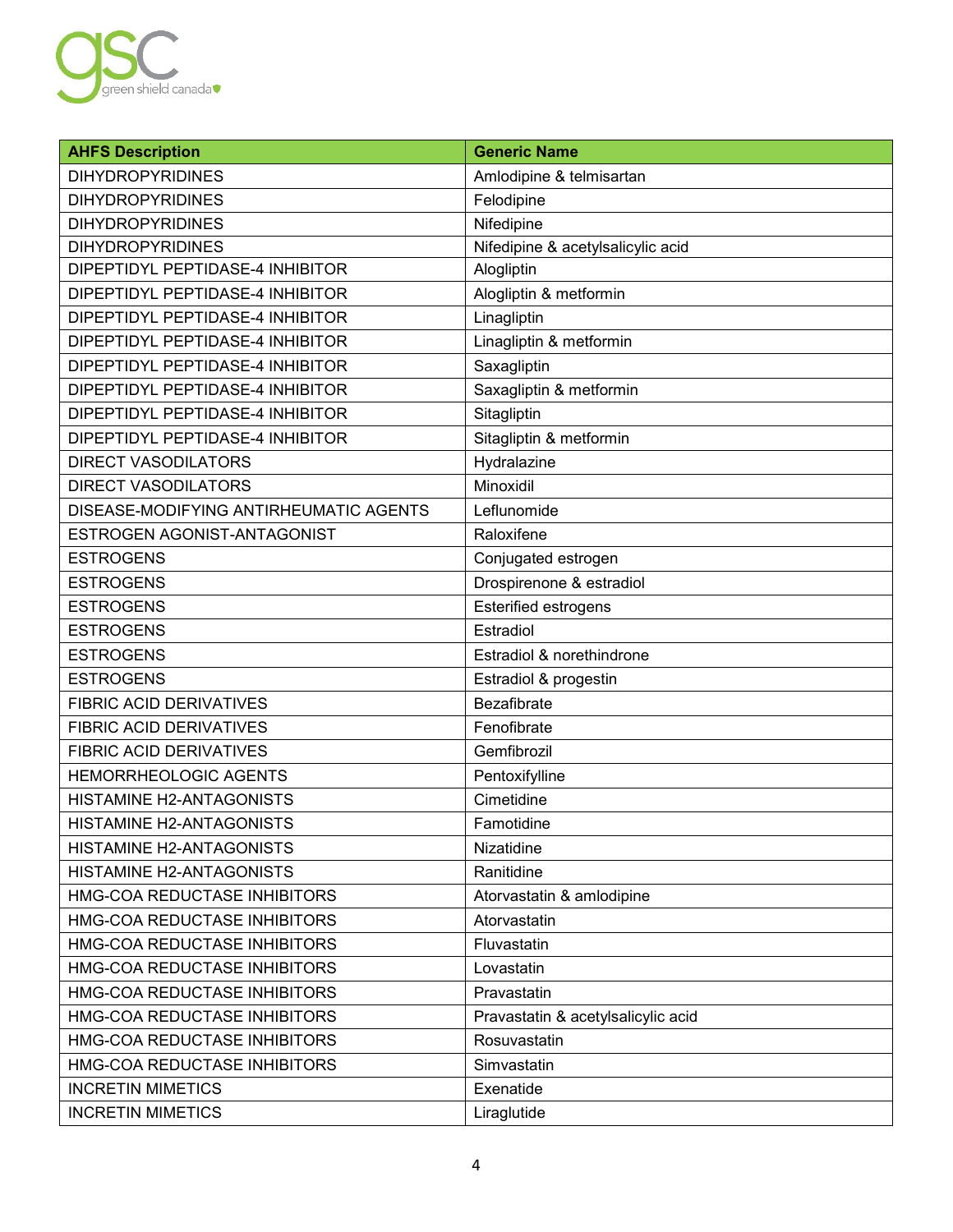| AHFS Description | Generic Name |
|---|---|
| DIHYDROPYRIDINES | Amlodipine & telmisartan |
| DIHYDROPYRIDINES | Felodipine |
| DIHYDROPYRIDINES | Nifedipine |
| DIHYDROPYRIDINES | Nifedipine & acetylsalicylic acid |
| DIPEPTIDYL PEPTIDASE-4 INHIBITOR | Alogliptin |
| DIPEPTIDYL PEPTIDASE-4 INHIBITOR | Alogliptin & metformin |
| DIPEPTIDYL PEPTIDASE-4 INHIBITOR | Linagliptin |
| DIPEPTIDYL PEPTIDASE-4 INHIBITOR | Linagliptin & metformin |
| DIPEPTIDYL PEPTIDASE-4 INHIBITOR | Saxagliptin |
| DIPEPTIDYL PEPTIDASE-4 INHIBITOR | Saxagliptin & metformin |
| DIPEPTIDYL PEPTIDASE-4 INHIBITOR | Sitagliptin |
| DIPEPTIDYL PEPTIDASE-4 INHIBITOR | Sitagliptin & metformin |
| DIRECT VASODILATORS | Hydralazine |
| DIRECT VASODILATORS | Minoxidil |
| DISEASE-MODIFYING ANTIRHEUMATIC AGENTS | Leflunomide |
| ESTROGEN AGONIST-ANTAGONIST | Raloxifene |
| ESTROGENS | Conjugated estrogen |
| ESTROGENS | Drospirenone & estradiol |
| ESTROGENS | Esterified estrogens |
| ESTROGENS | Estradiol |
| ESTROGENS | Estradiol & norethindrone |
| ESTROGENS | Estradiol & progestin |
| FIBRIC ACID DERIVATIVES | Bezafibrate |
| FIBRIC ACID DERIVATIVES | Fenofibrate |
| FIBRIC ACID DERIVATIVES | Gemfibrozil |
| HEMORRHEOLOGIC AGENTS | Pentoxifylline |
| HISTAMINE H2-ANTAGONISTS | Cimetidine |
| HISTAMINE H2-ANTAGONISTS | Famotidine |
| HISTAMINE H2-ANTAGONISTS | Nizatidine |
| HISTAMINE H2-ANTAGONISTS | Ranitidine |
| HMG-COA REDUCTASE INHIBITORS | Atorvastatin & amlodipine |
| HMG-COA REDUCTASE INHIBITORS | Atorvastatin |
| HMG-COA REDUCTASE INHIBITORS | Fluvastatin |
| HMG-COA REDUCTASE INHIBITORS | Lovastatin |
| HMG-COA REDUCTASE INHIBITORS | Pravastatin |
| HMG-COA REDUCTASE INHIBITORS | Pravastatin & acetylsalicylic acid |
| HMG-COA REDUCTASE INHIBITORS | Rosuvastatin |
| HMG-COA REDUCTASE INHIBITORS | Simvastatin |
| INCRETIN MIMETICS | Exenatide |
| INCRETIN MIMETICS | Liraglutide |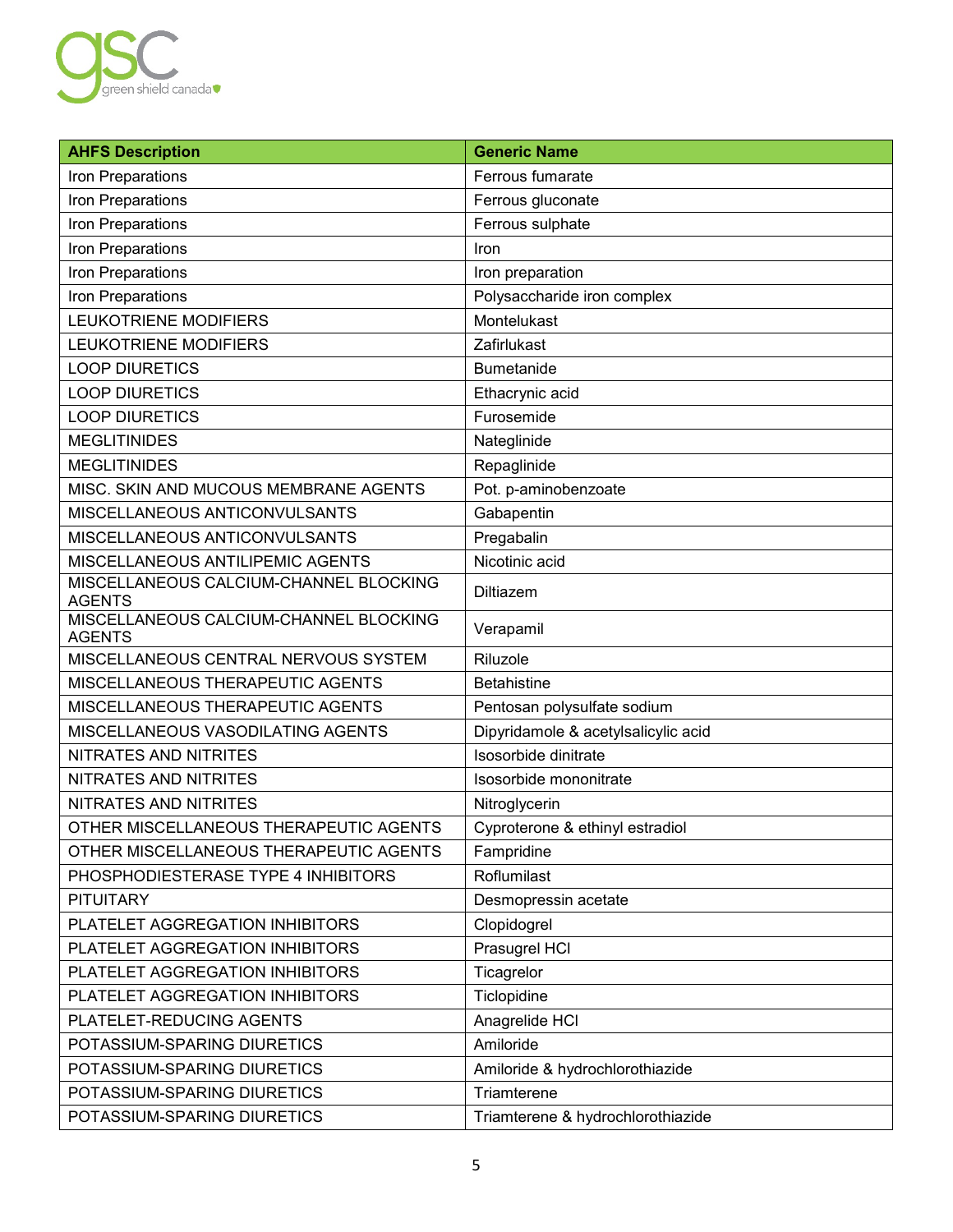| AHFS Description | Generic Name |
| --- | --- |
| Iron Preparations | Ferrous fumarate |
| Iron Preparations | Ferrous gluconate |
| Iron Preparations | Ferrous sulphate |
| Iron Preparations | Iron |
| Iron Preparations | Iron preparation |
| Iron Preparations | Polysaccharide iron complex |
| LEUKOTRIENE MODIFIERS | Montelukast |
| LEUKOTRIENE MODIFIERS | Zafirlukast |
| LOOP DIURETICS | Bumetanide |
| LOOP DIURETICS | Ethacrynic acid |
| LOOP DIURETICS | Furosemide |
| MEGLITINIDES | Nateglinide |
| MEGLITINIDES | Repaglinide |
| MISC. SKIN AND MUCOUS MEMBRANE AGENTS | Pot. p-aminobenzoate |
| MISCELLANEOUS ANTICONVULSANTS | Gabapentin |
| MISCELLANEOUS ANTICONVULSANTS | Pregabalin |
| MISCELLANEOUS ANTILIPEMIC AGENTS | Nicotinic acid |
| MISCELLANEOUS CALCIUM-CHANNEL BLOCKING AGENTS | Diltiazem |
| MISCELLANEOUS CALCIUM-CHANNEL BLOCKING AGENTS | Verapamil |
| MISCELLANEOUS CENTRAL NERVOUS SYSTEM | Riluzole |
| MISCELLANEOUS THERAPEUTIC AGENTS | Betahistine |
| MISCELLANEOUS THERAPEUTIC AGENTS | Pentosan polysulfate sodium |
| MISCELLANEOUS VASODILATING AGENTS | Dipyridamole & acetylsalicylic acid |
| NITRATES AND NITRITES | Isosorbide dinitrate |
| NITRATES AND NITRITES | Isosorbide mononitrate |
| NITRATES AND NITRITES | Nitroglycerin |
| OTHER MISCELLANEOUS THERAPEUTIC AGENTS | Cyproterone & ethinyl estradiol |
| OTHER MISCELLANEOUS THERAPEUTIC AGENTS | Fampridine |
| PHOSPHODIESTERASE TYPE 4 INHIBITORS | Roflumilast |
| PITUITARY | Desmopressin acetate |
| PLATELET AGGREGATION INHIBITORS | Clopidogrel |
| PLATELET AGGREGATION INHIBITORS | Prasugrel HCl |
| PLATELET AGGREGATION INHIBITORS | Ticagrelor |
| PLATELET AGGREGATION INHIBITORS | Ticlopidine |
| PLATELET-REDUCING AGENTS | Anagrelide HCl |
| POTASSIUM-SPARING DIURETICS | Amiloride |
| POTASSIUM-SPARING DIURETICS | Amiloride & hydrochlorothiazide |
| POTASSIUM-SPARING DIURETICS | Triamterene |
| POTASSIUM-SPARING DIURETICS | Triamterene & hydrochlorothiazide |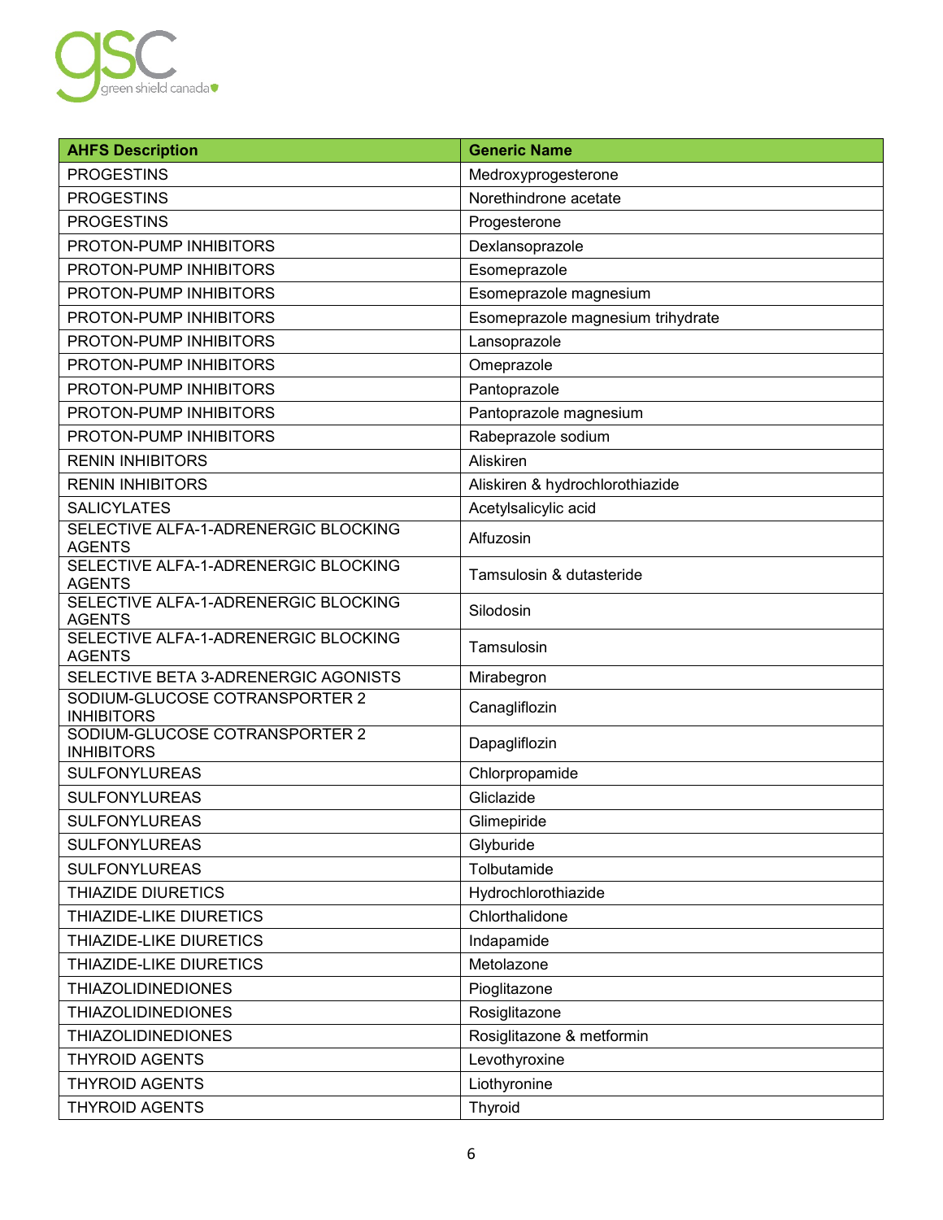| AHFS Description | Generic Name |
|---|---|
| PROGESTINS | Medroxyprogesterone |
| PROGESTINS | Norethindrone acetate |
| PROGESTINS | Progesterone |
| PROTON-PUMP INHIBITORS | Dexlansoprazole |
| PROTON-PUMP INHIBITORS | Esomeprazole |
| PROTON-PUMP INHIBITORS | Esomeprazole magnesium |
| PROTON-PUMP INHIBITORS | Esomeprazole magnesium trihydrate |
| PROTON-PUMP INHIBITORS | Lansoprazole |
| PROTON-PUMP INHIBITORS | Omeprazole |
| PROTON-PUMP INHIBITORS | Pantoprazole |
| PROTON-PUMP INHIBITORS | Pantoprazole magnesium |
| PROTON-PUMP INHIBITORS | Rabeprazole sodium |
| RENIN INHIBITORS | Aliskiren |
| RENIN INHIBITORS | Aliskiren & hydrochlorothiazide |
| SALICYLATES | Acetylsalicylic acid |
| SELECTIVE ALFA-1-ADRENERGIC BLOCKING AGENTS | Alfuzosin |
| SELECTIVE ALFA-1-ADRENERGIC BLOCKING AGENTS | Tamsulosin & dutasteride |
| SELECTIVE ALFA-1-ADRENERGIC BLOCKING AGENTS | Silodosin |
| SELECTIVE ALFA-1-ADRENERGIC BLOCKING AGENTS | Tamsulosin |
| SELECTIVE BETA 3-ADRENERGIC AGONISTS | Mirabegron |
| SODIUM-GLUCOSE COTRANSPORTER 2 INHIBITORS | Canagliflozin |
| SODIUM-GLUCOSE COTRANSPORTER 2 INHIBITORS | Dapagliflozin |
| SULFONYLUREAS | Chlorpropamide |
| SULFONYLUREAS | Gliclazide |
| SULFONYLUREAS | Glimepiride |
| SULFONYLUREAS | Glyburide |
| SULFONYLUREAS | Tolbutamide |
| THIAZIDE DIURETICS | Hydrochlorothiazide |
| THIAZIDE-LIKE DIURETICS | Chlorthalidone |
| THIAZIDE-LIKE DIURETICS | Indapamide |
| THIAZIDE-LIKE DIURETICS | Metolazone |
| THIAZOLIDINEDIONES | Pioglitazone |
| THIAZOLIDINEDIONES | Rosiglitazone |
| THIAZOLIDINEDIONES | Rosiglitazone & metformin |
| THYROID AGENTS | Levothyroxine |
| THYROID AGENTS | Liothyronine |
| THYROID AGENTS | Thyroid |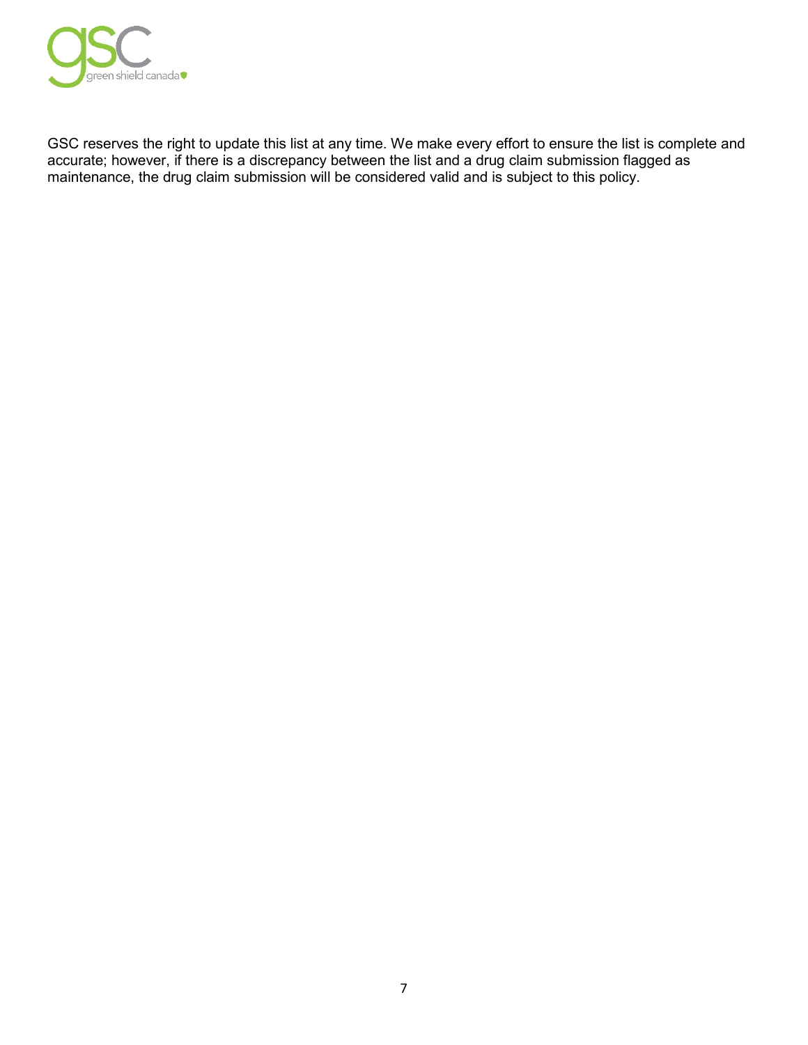GSC reserves the right to update this list at any time. We make every effort to ensure the list is complete and accurate; however, if there is a discrepancy between the list and a drug claim submission flagged as maintenance, the drug claim submission will be considered valid and is subject to this policy.